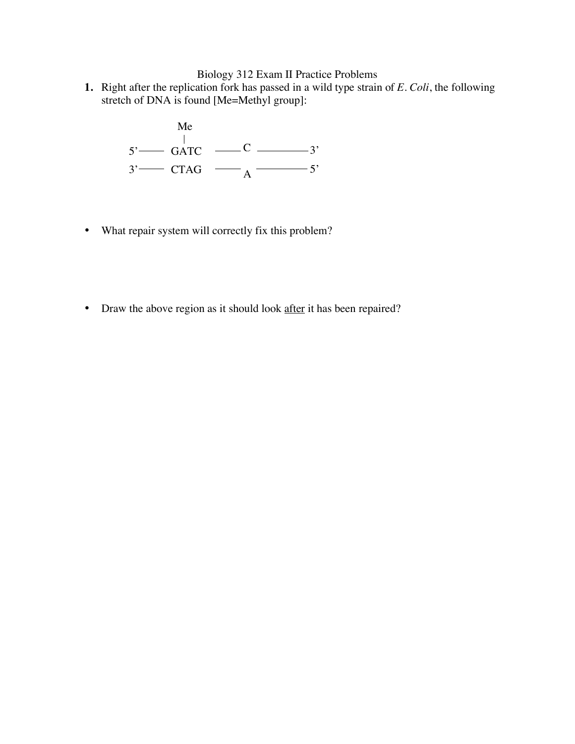Biology 312 Exam II Practice Problems

**1.** Right after the replication fork has passed in a wild type strain of *E. Coli*, the following stretch of DNA is found [Me=Methyl group]:

```
          Me
          |
5'——  GATC  ——C ————— 3'
3'——  CTAG  ——A ————— 5'
```

- What repair system will correctly fix this problem?

- Draw the above region as it should look <u>after</u> it has been repaired?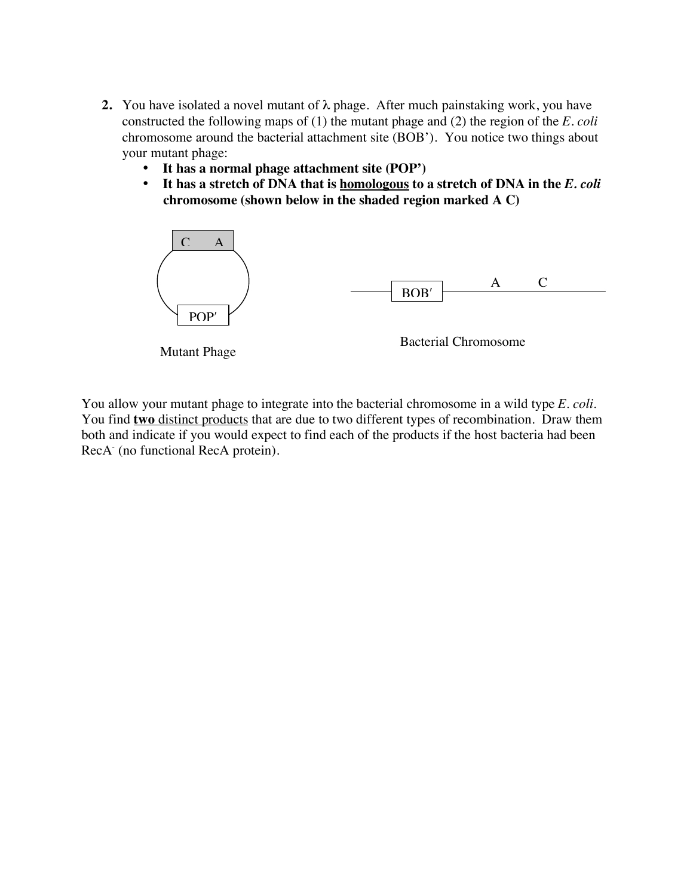2. You have isolated a novel mutant of λ phage. After much painstaking work, you have constructed the following maps of (1) the mutant phage and (2) the region of the *E. coli* chromosome around the bacterial attachment site (BOB'). You notice two things about your mutant phage:
   - **It has a normal phage attachment site (POP')**
   - **It has a stretch of DNA that is homologous to a stretch of DNA in the *E. coli* chromosome (shown below in the shaded region marked A C)**

C A

POP′

Mutant Phage

BOB′ A C

Bacterial Chromosome

You allow your mutant phage to integrate into the bacterial chromosome in a wild type *E. coli*. You find **two** distinct products that are due to two different types of recombination. Draw them both and indicate if you would expect to find each of the products if the host bacteria had been RecA⁻ (no functional RecA protein).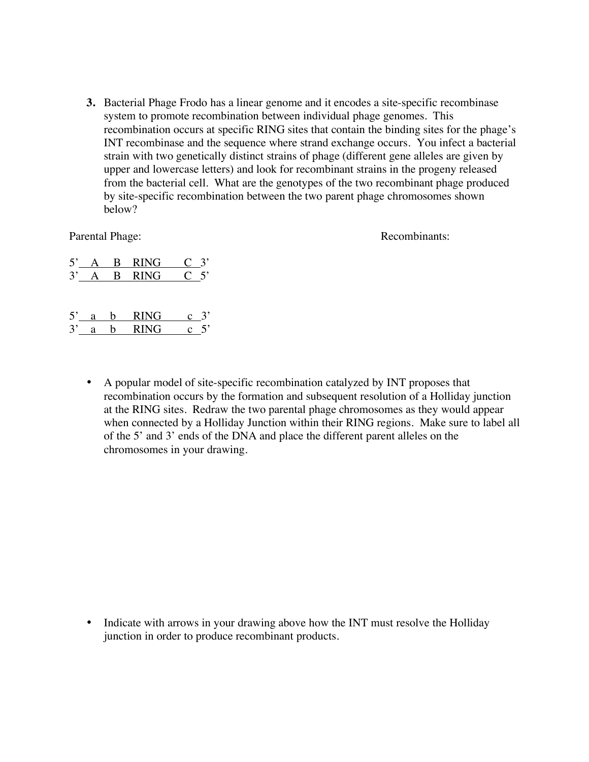**3.** Bacterial Phage Frodo has a linear genome and it encodes a site-specific recombinase system to promote recombination between individual phage genomes. This recombination occurs at specific RING sites that contain the binding sites for the phage's INT recombinase and the sequence where strand exchange occurs. You infect a bacterial strain with two genetically distinct strains of phage (different gene alleles are given by upper and lowercase letters) and look for recombinant strains in the progeny released from the bacterial cell. What are the genotypes of the two recombinant phage produced by site-specific recombination between the two parent phage chromosomes shown below?

Parental Phage:

Recombinants:

```
5'__A__B__RING______C__3'
3'__A__B__RING______C__5'


5'__a__b__RING______c__3'
3'__a__b__RING______c__5'
```

- A popular model of site-specific recombination catalyzed by INT proposes that recombination occurs by the formation and subsequent resolution of a Holliday junction at the RING sites. Redraw the two parental phage chromosomes as they would appear when connected by a Holliday Junction within their RING regions. Make sure to label all of the 5' and 3' ends of the DNA and place the different parent alleles on the chromosomes in your drawing.

- Indicate with arrows in your drawing above how the INT must resolve the Holliday junction in order to produce recombinant products.